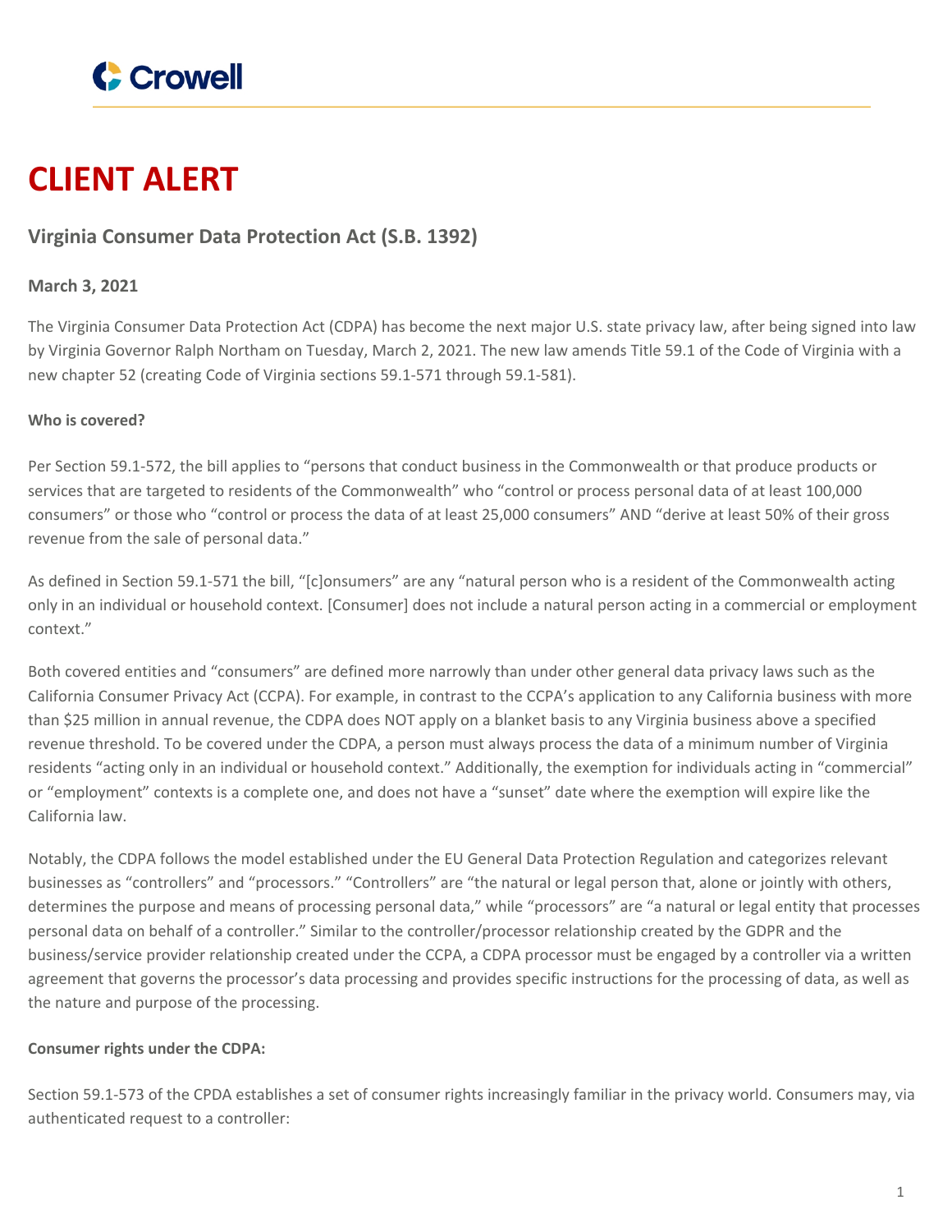# CLIENT ALERT

## Virginia Consumer Data Protection Act (S.B. 1392)

**March 3, 2021**

The Virginia Consumer Data Protection Act (CDPA) has become the next major U.S. state privacy law, after being signed into law by Virginia Governor Ralph Northam on Tuesday, March 2, 2021. The new law amends Title 59.1 of the Code of Virginia with a new chapter 52 (creating Code of Virginia sections 59.1-571 through 59.1-581).

**Who is covered?**

Per Section 59.1-572, the bill applies to "persons that conduct business in the Commonwealth or that produce products or services that are targeted to residents of the Commonwealth" who "control or process personal data of at least 100,000 consumers" or those who "control or process the data of at least 25,000 consumers" AND "derive at least 50% of their gross revenue from the sale of personal data."

As defined in Section 59.1-571 the bill, "[c]onsumers" are any "natural person who is a resident of the Commonwealth acting only in an individual or household context. [Consumer] does not include a natural person acting in a commercial or employment context."

Both covered entities and "consumers" are defined more narrowly than under other general data privacy laws such as the California Consumer Privacy Act (CCPA). For example, in contrast to the CCPA's application to any California business with more than $25 million in annual revenue, the CDPA does NOT apply on a blanket basis to any Virginia business above a specified revenue threshold. To be covered under the CDPA, a person must always process the data of a minimum number of Virginia residents "acting only in an individual or household context." Additionally, the exemption for individuals acting in "commercial" or "employment" contexts is a complete one, and does not have a "sunset" date where the exemption will expire like the California law.

Notably, the CDPA follows the model established under the EU General Data Protection Regulation and categorizes relevant businesses as "controllers" and "processors." "Controllers" are "the natural or legal person that, alone or jointly with others, determines the purpose and means of processing personal data," while "processors" are "a natural or legal entity that processes personal data on behalf of a controller." Similar to the controller/processor relationship created by the GDPR and the business/service provider relationship created under the CCPA, a CDPA processor must be engaged by a controller via a written agreement that governs the processor's data processing and provides specific instructions for the processing of data, as well as the nature and purpose of the processing.

**Consumer rights under the CDPA:**

Section 59.1-573 of the CPDA establishes a set of consumer rights increasingly familiar in the privacy world. Consumers may, via authenticated request to a controller: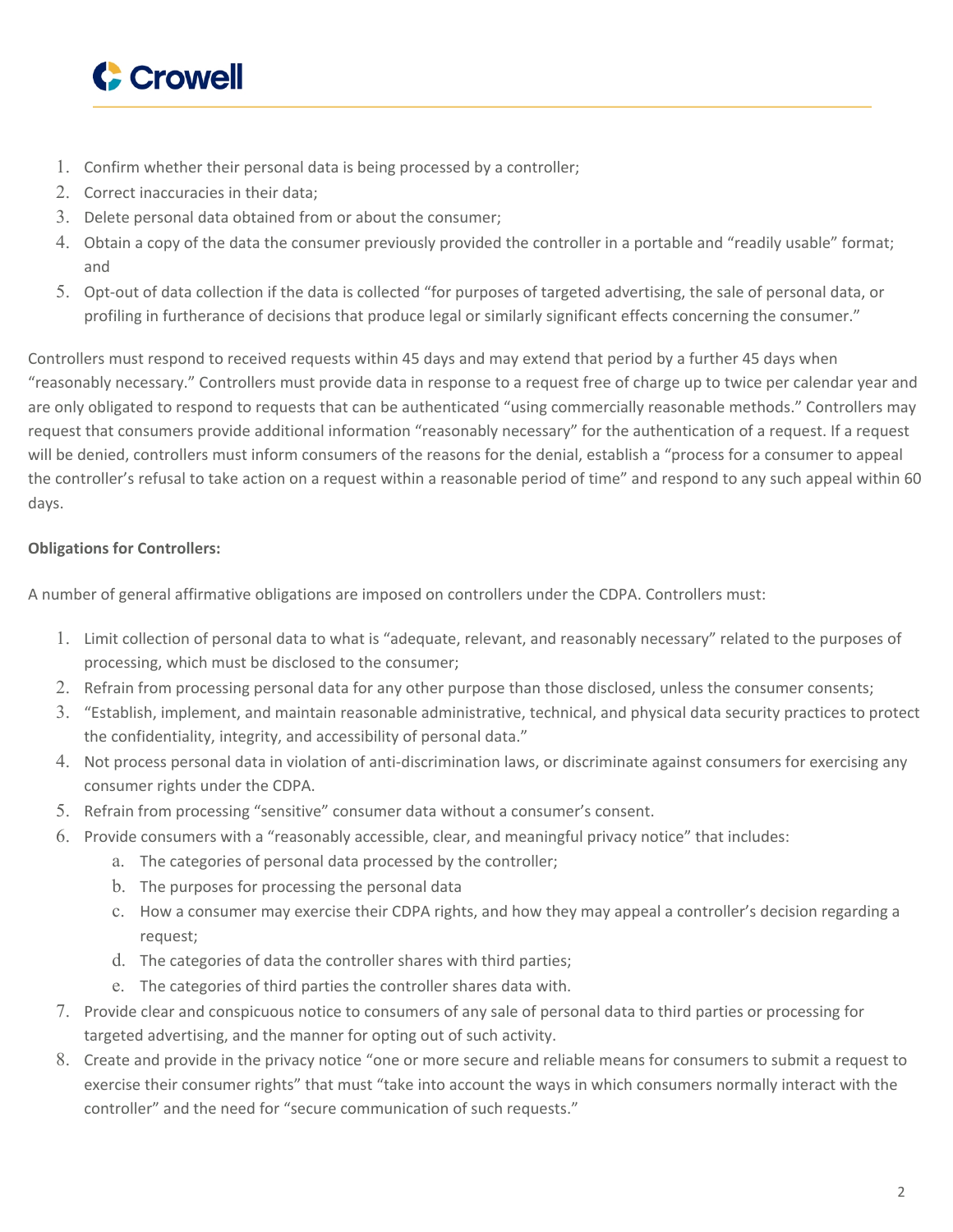1. Confirm whether their personal data is being processed by a controller;
2. Correct inaccuracies in their data;
3. Delete personal data obtained from or about the consumer;
4. Obtain a copy of the data the consumer previously provided the controller in a portable and "readily usable" format; and
5. Opt-out of data collection if the data is collected "for purposes of targeted advertising, the sale of personal data, or profiling in furtherance of decisions that produce legal or similarly significant effects concerning the consumer."

Controllers must respond to received requests within 45 days and may extend that period by a further 45 days when "reasonably necessary." Controllers must provide data in response to a request free of charge up to twice per calendar year and are only obligated to respond to requests that can be authenticated "using commercially reasonable methods." Controllers may request that consumers provide additional information "reasonably necessary" for the authentication of a request. If a request will be denied, controllers must inform consumers of the reasons for the denial, establish a "process for a consumer to appeal the controller's refusal to take action on a request within a reasonable period of time" and respond to any such appeal within 60 days.

**Obligations for Controllers:**

A number of general affirmative obligations are imposed on controllers under the CDPA. Controllers must:

1. Limit collection of personal data to what is "adequate, relevant, and reasonably necessary" related to the purposes of processing, which must be disclosed to the consumer;
2. Refrain from processing personal data for any other purpose than those disclosed, unless the consumer consents;
3. "Establish, implement, and maintain reasonable administrative, technical, and physical data security practices to protect the confidentiality, integrity, and accessibility of personal data."
4. Not process personal data in violation of anti-discrimination laws, or discriminate against consumers for exercising any consumer rights under the CDPA.
5. Refrain from processing "sensitive" consumer data without a consumer's consent.
6. Provide consumers with a "reasonably accessible, clear, and meaningful privacy notice" that includes:
   a. The categories of personal data processed by the controller;
   b. The purposes for processing the personal data
   c. How a consumer may exercise their CDPA rights, and how they may appeal a controller's decision regarding a request;
   d. The categories of data the controller shares with third parties;
   e. The categories of third parties the controller shares data with.
7. Provide clear and conspicuous notice to consumers of any sale of personal data to third parties or processing for targeted advertising, and the manner for opting out of such activity.
8. Create and provide in the privacy notice "one or more secure and reliable means for consumers to submit a request to exercise their consumer rights" that must "take into account the ways in which consumers normally interact with the controller" and the need for "secure communication of such requests."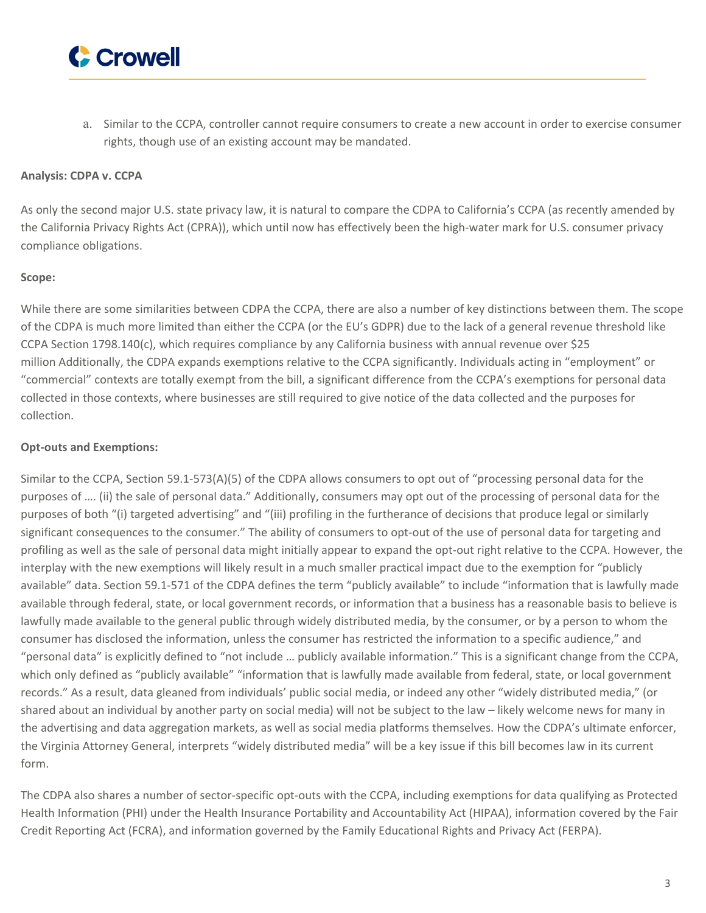a. Similar to the CCPA, controller cannot require consumers to create a new account in order to exercise consumer rights, though use of an existing account may be mandated.

**Analysis: CDPA v. CCPA**

As only the second major U.S. state privacy law, it is natural to compare the CDPA to California's CCPA (as recently amended by the California Privacy Rights Act (CPRA)), which until now has effectively been the high-water mark for U.S. consumer privacy compliance obligations.

**Scope:**

While there are some similarities between CDPA the CCPA, there are also a number of key distinctions between them. The scope of the CDPA is much more limited than either the CCPA (or the EU's GDPR) due to the lack of a general revenue threshold like CCPA Section 1798.140(c), which requires compliance by any California business with annual revenue over $25 million Additionally, the CDPA expands exemptions relative to the CCPA significantly. Individuals acting in "employment" or "commercial" contexts are totally exempt from the bill, a significant difference from the CCPA's exemptions for personal data collected in those contexts, where businesses are still required to give notice of the data collected and the purposes for collection.

**Opt-outs and Exemptions:**

Similar to the CCPA, Section 59.1-573(A)(5) of the CDPA allows consumers to opt out of "processing personal data for the purposes of …. (ii) the sale of personal data." Additionally, consumers may opt out of the processing of personal data for the purposes of both "(i) targeted advertising" and "(iii) profiling in the furtherance of decisions that produce legal or similarly significant consequences to the consumer." The ability of consumers to opt-out of the use of personal data for targeting and profiling as well as the sale of personal data might initially appear to expand the opt-out right relative to the CCPA. However, the interplay with the new exemptions will likely result in a much smaller practical impact due to the exemption for "publicly available" data. Section 59.1-571 of the CDPA defines the term "publicly available" to include "information that is lawfully made available through federal, state, or local government records, or information that a business has a reasonable basis to believe is lawfully made available to the general public through widely distributed media, by the consumer, or by a person to whom the consumer has disclosed the information, unless the consumer has restricted the information to a specific audience," and "personal data" is explicitly defined to "not include … publicly available information." This is a significant change from the CCPA, which only defined as "publicly available" "information that is lawfully made available from federal, state, or local government records." As a result, data gleaned from individuals' public social media, or indeed any other "widely distributed media," (or shared about an individual by another party on social media) will not be subject to the law – likely welcome news for many in the advertising and data aggregation markets, as well as social media platforms themselves. How the CDPA's ultimate enforcer, the Virginia Attorney General, interprets "widely distributed media" will be a key issue if this bill becomes law in its current form.

The CDPA also shares a number of sector-specific opt-outs with the CCPA, including exemptions for data qualifying as Protected Health Information (PHI) under the Health Insurance Portability and Accountability Act (HIPAA), information covered by the Fair Credit Reporting Act (FCRA), and information governed by the Family Educational Rights and Privacy Act (FERPA).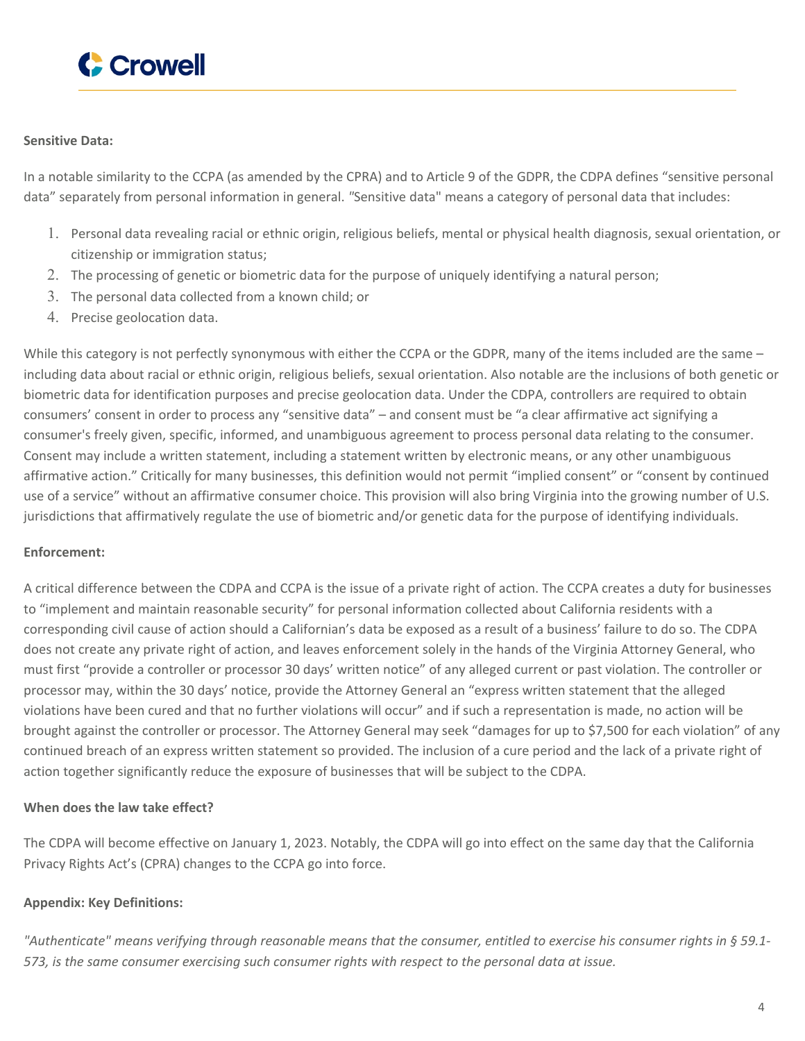**Sensitive Data:**

In a notable similarity to the CCPA (as amended by the CPRA) and to Article 9 of the GDPR, the CDPA defines "sensitive personal data" separately from personal information in general. "Sensitive data" means a category of personal data that includes:

1. Personal data revealing racial or ethnic origin, religious beliefs, mental or physical health diagnosis, sexual orientation, or citizenship or immigration status;
2. The processing of genetic or biometric data for the purpose of uniquely identifying a natural person;
3. The personal data collected from a known child; or
4. Precise geolocation data.

While this category is not perfectly synonymous with either the CCPA or the GDPR, many of the items included are the same – including data about racial or ethnic origin, religious beliefs, sexual orientation. Also notable are the inclusions of both genetic or biometric data for identification purposes and precise geolocation data. Under the CDPA, controllers are required to obtain consumers' consent in order to process any "sensitive data" – and consent must be "a clear affirmative act signifying a consumer's freely given, specific, informed, and unambiguous agreement to process personal data relating to the consumer. Consent may include a written statement, including a statement written by electronic means, or any other unambiguous affirmative action." Critically for many businesses, this definition would not permit "implied consent" or "consent by continued use of a service" without an affirmative consumer choice. This provision will also bring Virginia into the growing number of U.S. jurisdictions that affirmatively regulate the use of biometric and/or genetic data for the purpose of identifying individuals.

**Enforcement:**

A critical difference between the CDPA and CCPA is the issue of a private right of action. The CCPA creates a duty for businesses to "implement and maintain reasonable security" for personal information collected about California residents with a corresponding civil cause of action should a Californian's data be exposed as a result of a business' failure to do so. The CDPA does not create any private right of action, and leaves enforcement solely in the hands of the Virginia Attorney General, who must first "provide a controller or processor 30 days' written notice" of any alleged current or past violation. The controller or processor may, within the 30 days' notice, provide the Attorney General an "express written statement that the alleged violations have been cured and that no further violations will occur" and if such a representation is made, no action will be brought against the controller or processor. The Attorney General may seek "damages for up to $7,500 for each violation" of any continued breach of an express written statement so provided. The inclusion of a cure period and the lack of a private right of action together significantly reduce the exposure of businesses that will be subject to the CDPA.

**When does the law take effect?**

The CDPA will become effective on January 1, 2023. Notably, the CDPA will go into effect on the same day that the California Privacy Rights Act's (CPRA) changes to the CCPA go into force.

**Appendix: Key Definitions:**

*"Authenticate" means verifying through reasonable means that the consumer, entitled to exercise his consumer rights in § 59.1-573, is the same consumer exercising such consumer rights with respect to the personal data at issue.*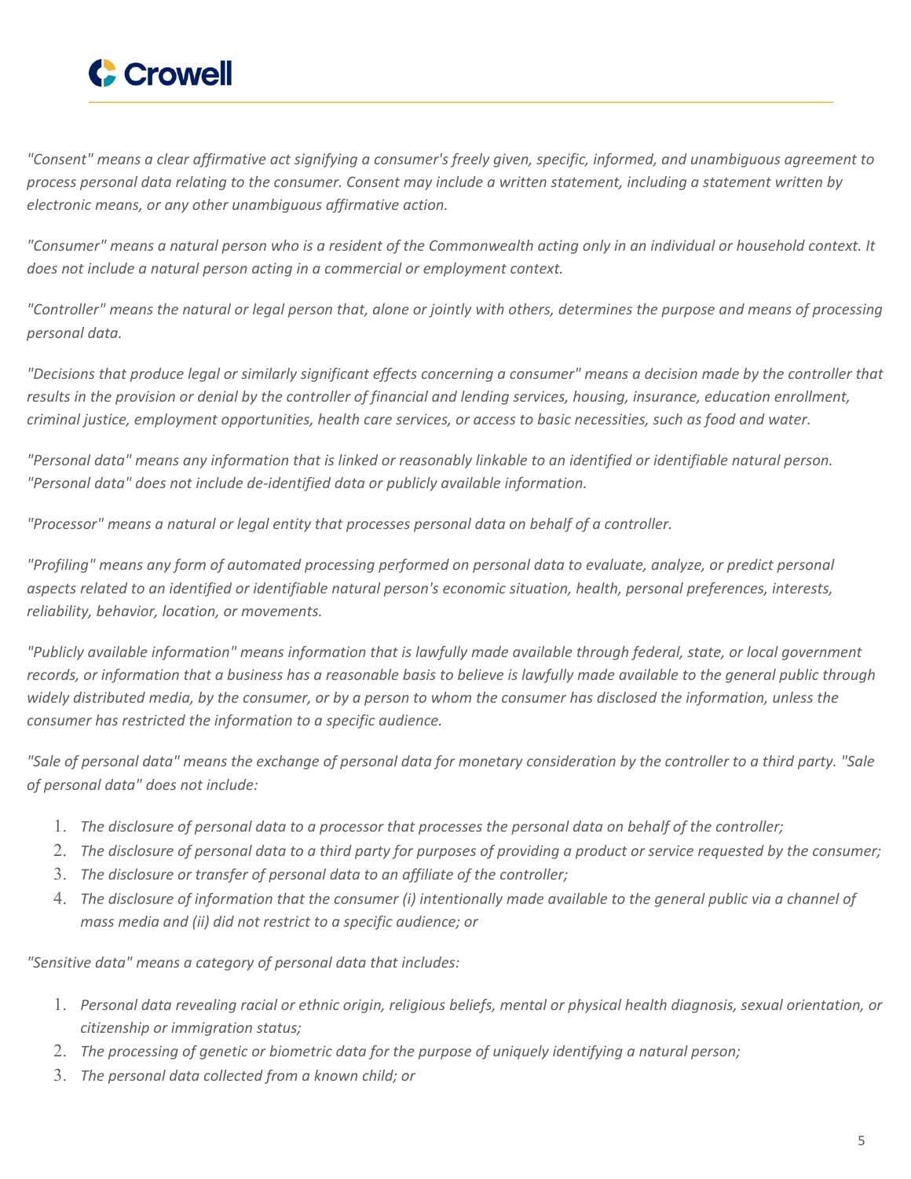*"Consent" means a clear affirmative act signifying a consumer's freely given, specific, informed, and unambiguous agreement to process personal data relating to the consumer. Consent may include a written statement, including a statement written by electronic means, or any other unambiguous affirmative action.*

*"Consumer" means a natural person who is a resident of the Commonwealth acting only in an individual or household context. It does not include a natural person acting in a commercial or employment context.*

*"Controller" means the natural or legal person that, alone or jointly with others, determines the purpose and means of processing personal data.*

*"Decisions that produce legal or similarly significant effects concerning a consumer" means a decision made by the controller that results in the provision or denial by the controller of financial and lending services, housing, insurance, education enrollment, criminal justice, employment opportunities, health care services, or access to basic necessities, such as food and water.*

*"Personal data" means any information that is linked or reasonably linkable to an identified or identifiable natural person. "Personal data" does not include de-identified data or publicly available information.*

*"Processor" means a natural or legal entity that processes personal data on behalf of a controller.*

*"Profiling" means any form of automated processing performed on personal data to evaluate, analyze, or predict personal aspects related to an identified or identifiable natural person's economic situation, health, personal preferences, interests, reliability, behavior, location, or movements.*

*"Publicly available information" means information that is lawfully made available through federal, state, or local government records, or information that a business has a reasonable basis to believe is lawfully made available to the general public through widely distributed media, by the consumer, or by a person to whom the consumer has disclosed the information, unless the consumer has restricted the information to a specific audience.*

*"Sale of personal data" means the exchange of personal data for monetary consideration by the controller to a third party. "Sale of personal data" does not include:*

1. *The disclosure of personal data to a processor that processes the personal data on behalf of the controller;*
2. *The disclosure of personal data to a third party for purposes of providing a product or service requested by the consumer;*
3. *The disclosure or transfer of personal data to an affiliate of the controller;*
4. *The disclosure of information that the consumer (i) intentionally made available to the general public via a channel of mass media and (ii) did not restrict to a specific audience; or*

*"Sensitive data" means a category of personal data that includes:*

1. *Personal data revealing racial or ethnic origin, religious beliefs, mental or physical health diagnosis, sexual orientation, or citizenship or immigration status;*
2. *The processing of genetic or biometric data for the purpose of uniquely identifying a natural person;*
3. *The personal data collected from a known child; or*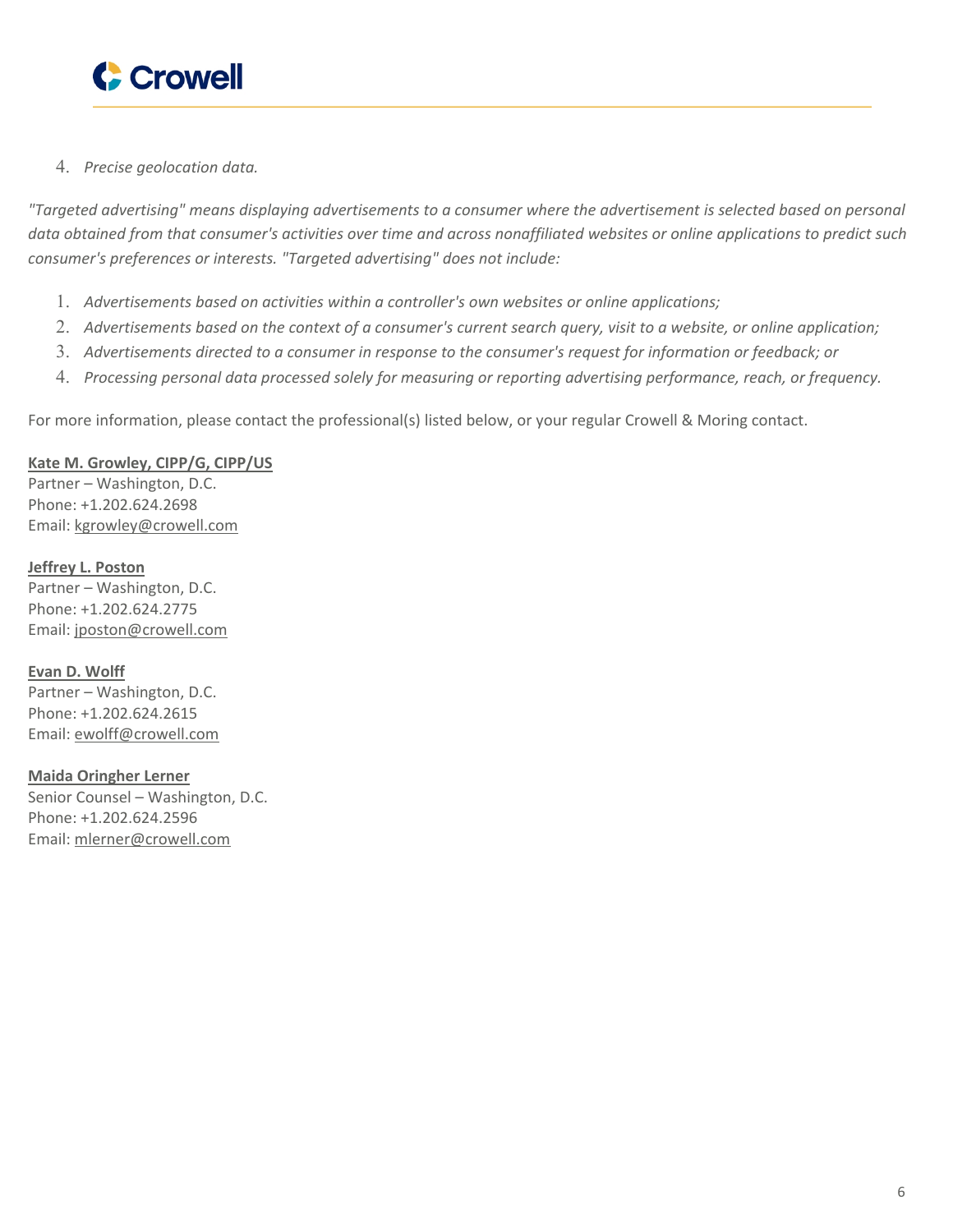4. *Precise geolocation data.*

*"Targeted advertising" means displaying advertisements to a consumer where the advertisement is selected based on personal data obtained from that consumer's activities over time and across nonaffiliated websites or online applications to predict such consumer's preferences or interests. "Targeted advertising" does not include:*

1. *Advertisements based on activities within a controller's own websites or online applications;*
2. *Advertisements based on the context of a consumer's current search query, visit to a website, or online application;*
3. *Advertisements directed to a consumer in response to the consumer's request for information or feedback; or*
4. *Processing personal data processed solely for measuring or reporting advertising performance, reach, or frequency.*

For more information, please contact the professional(s) listed below, or your regular Crowell & Moring contact.

**Kate M. Growley, CIPP/G, CIPP/US**
Partner – Washington, D.C.
Phone: +1.202.624.2698
Email: kgrowley@crowell.com

**Jeffrey L. Poston**
Partner – Washington, D.C.
Phone: +1.202.624.2775
Email: jposton@crowell.com

**Evan D. Wolff**
Partner – Washington, D.C.
Phone: +1.202.624.2615
Email: ewolff@crowell.com

**Maida Oringher Lerner**
Senior Counsel – Washington, D.C.
Phone: +1.202.624.2596
Email: mlerner@crowell.com